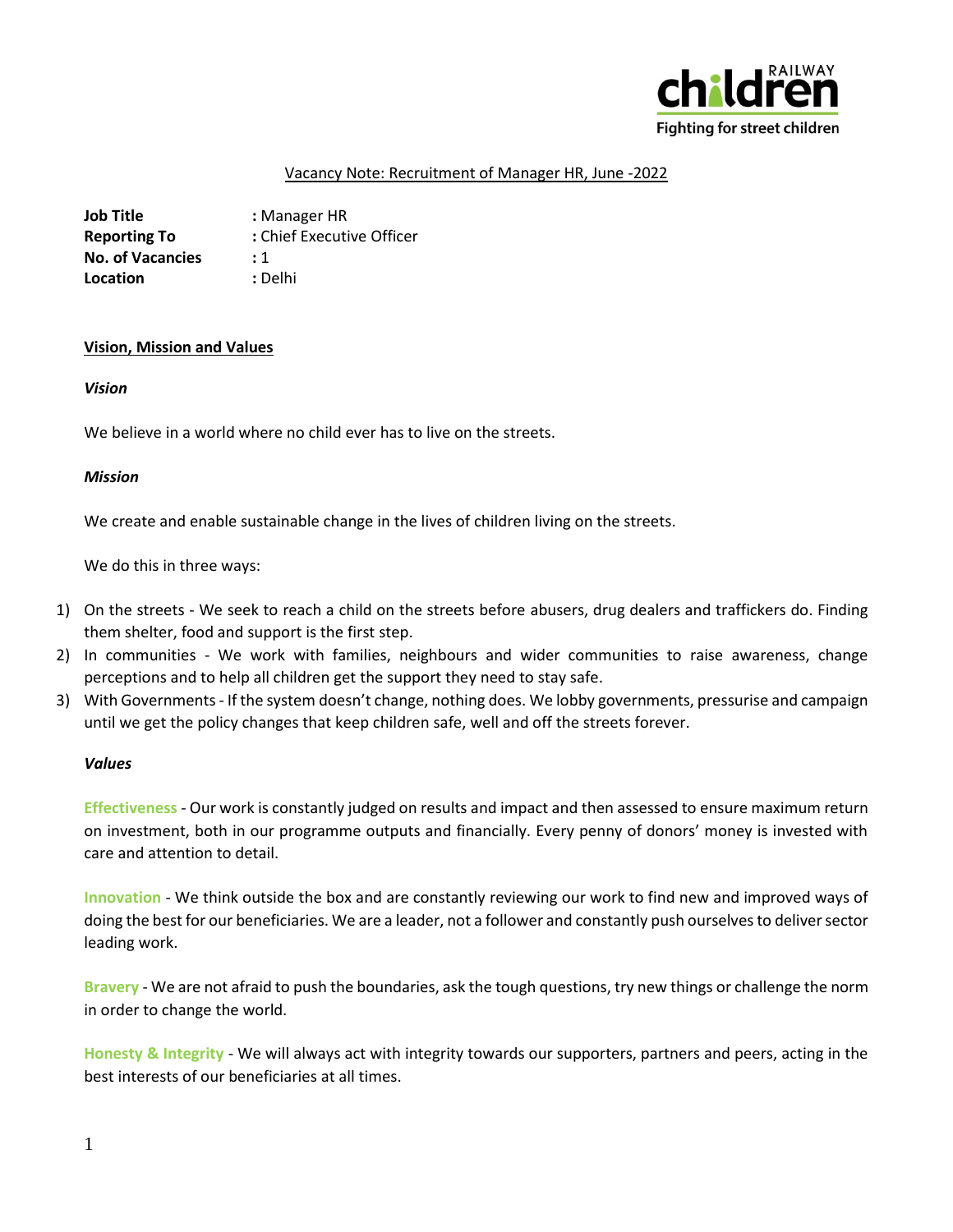Railway Children — Fighting for street children

## Vacancy Note: Recruitment of Manager HR, June -2022

**Job Title** : Manager HR
**Reporting To** : Chief Executive Officer
**No. of Vacancies** : 1
**Location** : Delhi

### Vision, Mission and Values

***Vision***

We believe in a world where no child ever has to live on the streets.

***Mission***

We create and enable sustainable change in the lives of children living on the streets.

We do this in three ways:

1) On the streets - We seek to reach a child on the streets before abusers, drug dealers and traffickers do. Finding them shelter, food and support is the first step.
2) In communities - We work with families, neighbours and wider communities to raise awareness, change perceptions and to help all children get the support they need to stay safe.
3) With Governments - If the system doesn't change, nothing does. We lobby governments, pressurise and campaign until we get the policy changes that keep children safe, well and off the streets forever.

***Values***

**Effectiveness** - Our work is constantly judged on results and impact and then assessed to ensure maximum return on investment, both in our programme outputs and financially. Every penny of donors' money is invested with care and attention to detail.

**Innovation** - We think outside the box and are constantly reviewing our work to find new and improved ways of doing the best for our beneficiaries. We are a leader, not a follower and constantly push ourselves to deliver sector leading work.

**Bravery** - We are not afraid to push the boundaries, ask the tough questions, try new things or challenge the norm in order to change the world.

**Honesty & Integrity** - We will always act with integrity towards our supporters, partners and peers, acting in the best interests of our beneficiaries at all times.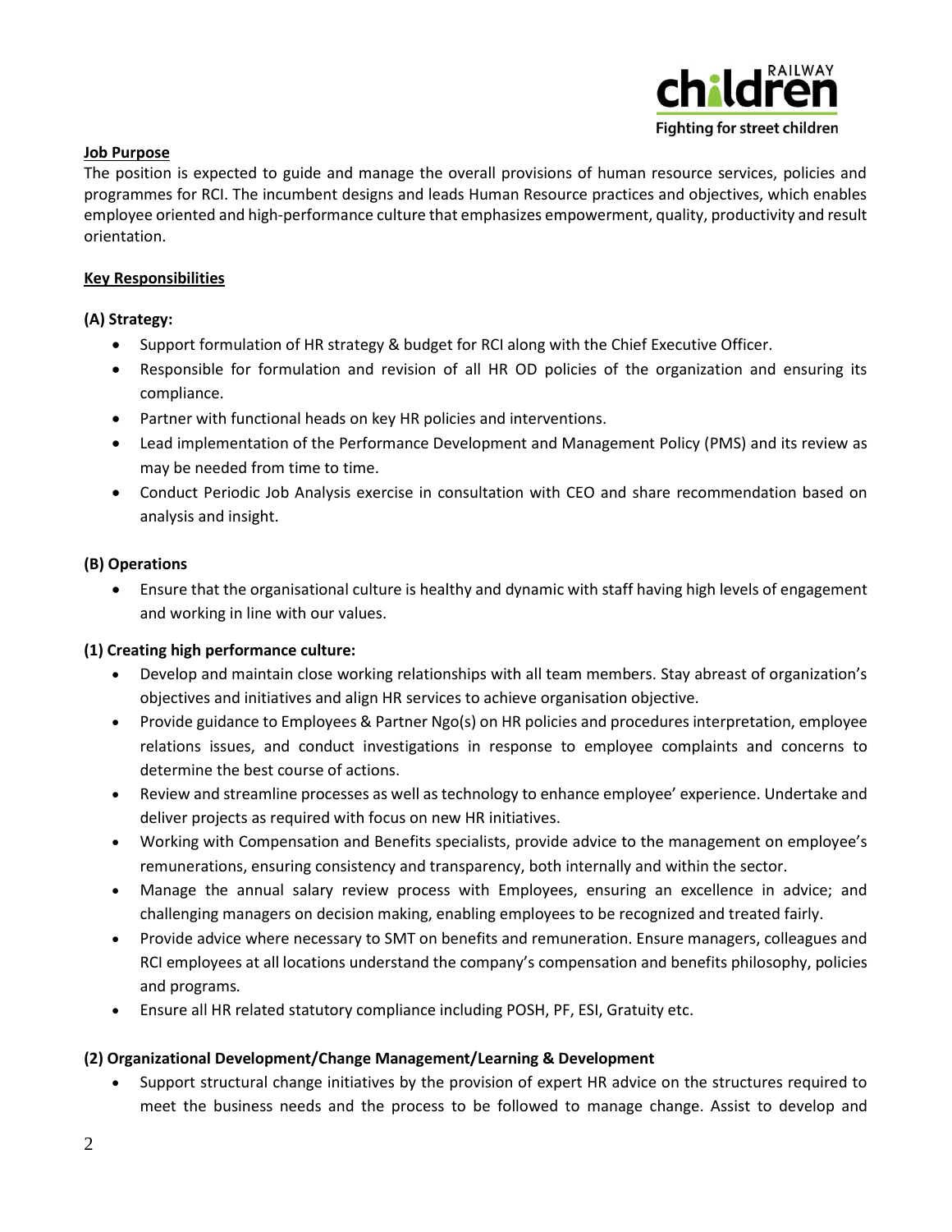**Job Purpose**

The position is expected to guide and manage the overall provisions of human resource services, policies and programmes for RCI. The incumbent designs and leads Human Resource practices and objectives, which enables employee oriented and high-performance culture that emphasizes empowerment, quality, productivity and result orientation.

**Key Responsibilities**

**(A) Strategy:**

- Support formulation of HR strategy & budget for RCI along with the Chief Executive Officer.
- Responsible for formulation and revision of all HR OD policies of the organization and ensuring its compliance.
- Partner with functional heads on key HR policies and interventions.
- Lead implementation of the Performance Development and Management Policy (PMS) and its review as may be needed from time to time.
- Conduct Periodic Job Analysis exercise in consultation with CEO and share recommendation based on analysis and insight.

**(B) Operations**

- Ensure that the organisational culture is healthy and dynamic with staff having high levels of engagement and working in line with our values.

**(1) Creating high performance culture:**

- Develop and maintain close working relationships with all team members. Stay abreast of organization's objectives and initiatives and align HR services to achieve organisation objective.
- Provide guidance to Employees & Partner Ngo(s) on HR policies and procedures interpretation, employee relations issues, and conduct investigations in response to employee complaints and concerns to determine the best course of actions.
- Review and streamline processes as well as technology to enhance employee' experience. Undertake and deliver projects as required with focus on new HR initiatives.
- Working with Compensation and Benefits specialists, provide advice to the management on employee's remunerations, ensuring consistency and transparency, both internally and within the sector.
- Manage the annual salary review process with Employees, ensuring an excellence in advice; and challenging managers on decision making, enabling employees to be recognized and treated fairly.
- Provide advice where necessary to SMT on benefits and remuneration. Ensure managers, colleagues and RCI employees at all locations understand the company's compensation and benefits philosophy, policies and programs.
- Ensure all HR related statutory compliance including POSH, PF, ESI, Gratuity etc.

**(2) Organizational Development/Change Management/Learning & Development**

- Support structural change initiatives by the provision of expert HR advice on the structures required to meet the business needs and the process to be followed to manage change. Assist to develop and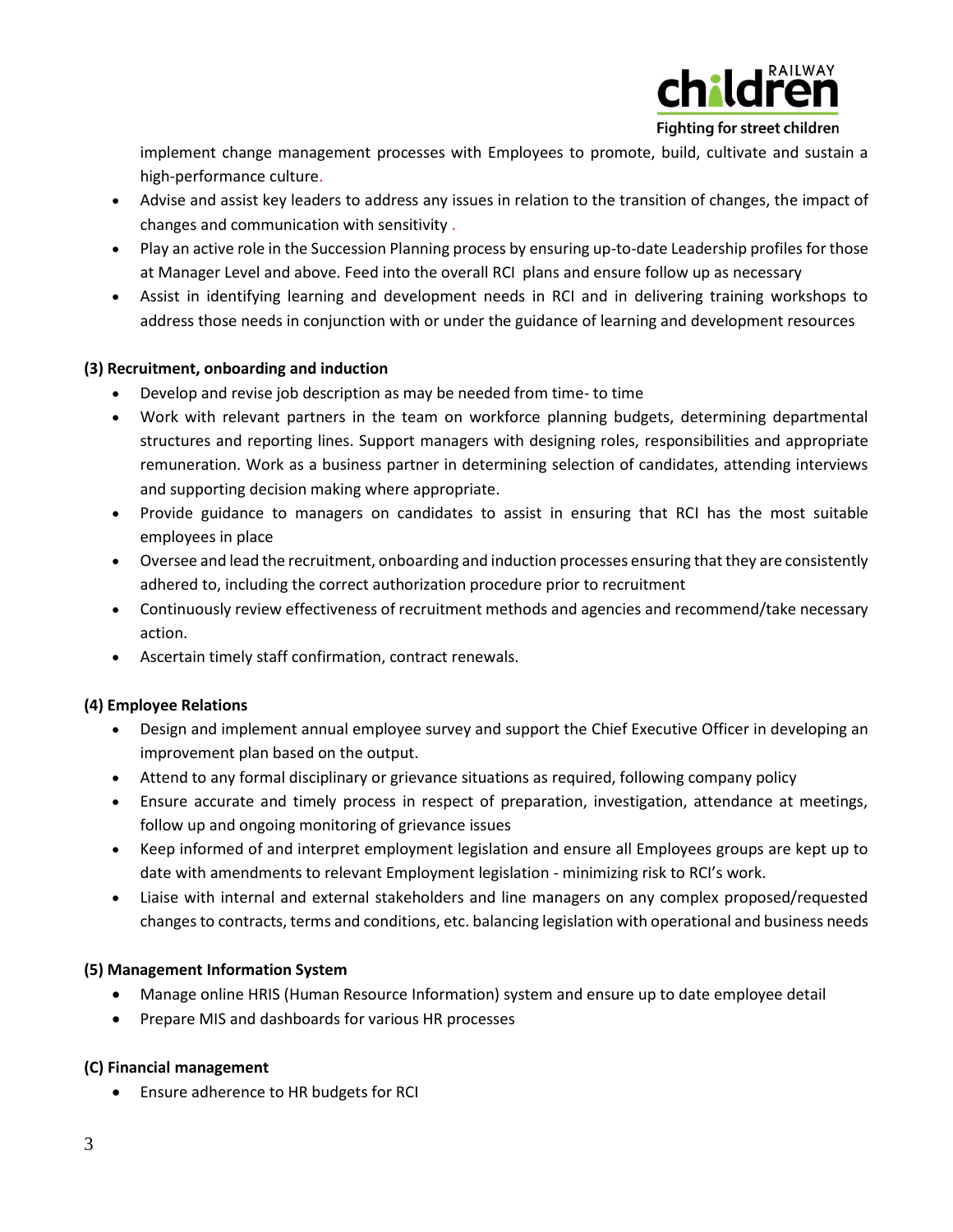implement change management processes with Employees to promote, build, cultivate and sustain a high-performance culture.

- Advise and assist key leaders to address any issues in relation to the transition of changes, the impact of changes and communication with sensitivity .
- Play an active role in the Succession Planning process by ensuring up-to-date Leadership profiles for those at Manager Level and above. Feed into the overall RCI plans and ensure follow up as necessary
- Assist in identifying learning and development needs in RCI and in delivering training workshops to address those needs in conjunction with or under the guidance of learning and development resources

**(3) Recruitment, onboarding and induction**

- Develop and revise job description as may be needed from time- to time
- Work with relevant partners in the team on workforce planning budgets, determining departmental structures and reporting lines. Support managers with designing roles, responsibilities and appropriate remuneration. Work as a business partner in determining selection of candidates, attending interviews and supporting decision making where appropriate.
- Provide guidance to managers on candidates to assist in ensuring that RCI has the most suitable employees in place
- Oversee and lead the recruitment, onboarding and induction processes ensuring that they are consistently adhered to, including the correct authorization procedure prior to recruitment
- Continuously review effectiveness of recruitment methods and agencies and recommend/take necessary action.
- Ascertain timely staff confirmation, contract renewals.

**(4) Employee Relations**

- Design and implement annual employee survey and support the Chief Executive Officer in developing an improvement plan based on the output.
- Attend to any formal disciplinary or grievance situations as required, following company policy
- Ensure accurate and timely process in respect of preparation, investigation, attendance at meetings, follow up and ongoing monitoring of grievance issues
- Keep informed of and interpret employment legislation and ensure all Employees groups are kept up to date with amendments to relevant Employment legislation - minimizing risk to RCI's work.
- Liaise with internal and external stakeholders and line managers on any complex proposed/requested changes to contracts, terms and conditions, etc. balancing legislation with operational and business needs

**(5) Management Information System**

- Manage online HRIS (Human Resource Information) system and ensure up to date employee detail
- Prepare MIS and dashboards for various HR processes

**(C) Financial management**

- Ensure adherence to HR budgets for RCI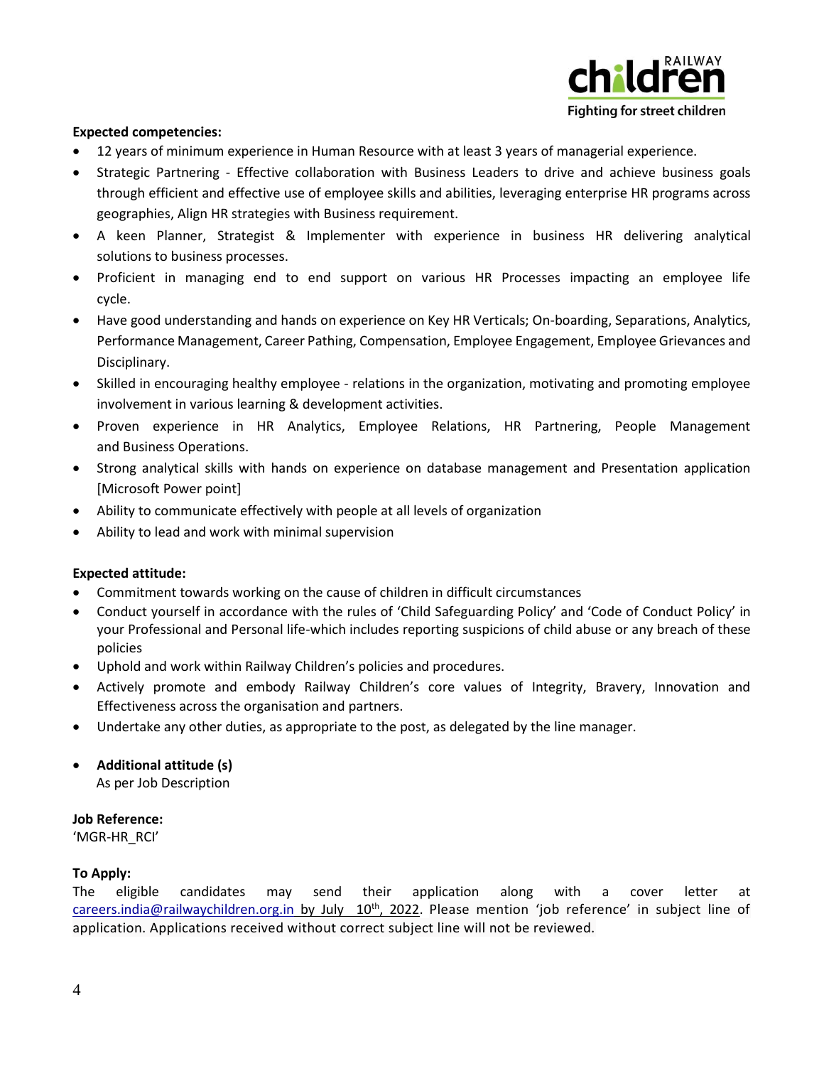**Expected competencies:**

- 12 years of minimum experience in Human Resource with at least 3 years of managerial experience.
- Strategic Partnering - Effective collaboration with Business Leaders to drive and achieve business goals through efficient and effective use of employee skills and abilities, leveraging enterprise HR programs across geographies, Align HR strategies with Business requirement.
- A keen Planner, Strategist & Implementer with experience in business HR delivering analytical solutions to business processes.
- Proficient in managing end to end support on various HR Processes impacting an employee life cycle.
- Have good understanding and hands on experience on Key HR Verticals; On-boarding, Separations, Analytics, Performance Management, Career Pathing, Compensation, Employee Engagement, Employee Grievances and Disciplinary.
- Skilled in encouraging healthy employee - relations in the organization, motivating and promoting employee involvement in various learning & development activities.
- Proven experience in HR Analytics, Employee Relations, HR Partnering, People Management and Business Operations.
- Strong analytical skills with hands on experience on database management and Presentation application [Microsoft Power point]
- Ability to communicate effectively with people at all levels of organization
- Ability to lead and work with minimal supervision

**Expected attitude:**

- Commitment towards working on the cause of children in difficult circumstances
- Conduct yourself in accordance with the rules of 'Child Safeguarding Policy' and 'Code of Conduct Policy' in your Professional and Personal life-which includes reporting suspicions of child abuse or any breach of these policies
- Uphold and work within Railway Children's policies and procedures.
- Actively promote and embody Railway Children's core values of Integrity, Bravery, Innovation and Effectiveness across the organisation and partners.
- Undertake any other duties, as appropriate to the post, as delegated by the line manager.

- **Additional attitude (s)**
  As per Job Description

**Job Reference:**
'MGR-HR_RCI'

**To Apply:**
The eligible candidates may send their application along with a cover letter at careers.india@railwaychildren.org.in by July 10th, 2022. Please mention 'job reference' in subject line of application. Applications received without correct subject line will not be reviewed.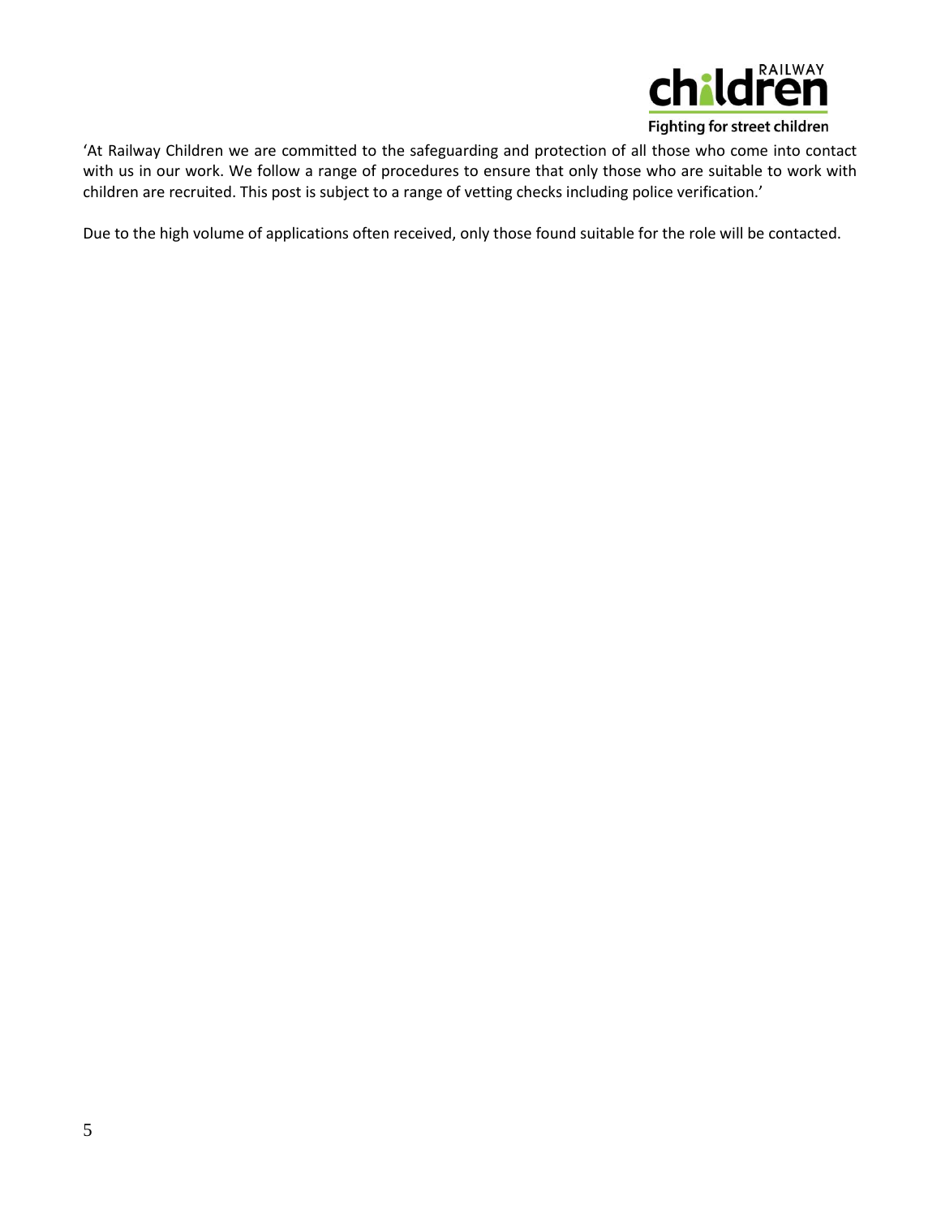'At Railway Children we are committed to the safeguarding and protection of all those who come into contact with us in our work. We follow a range of procedures to ensure that only those who are suitable to work with children are recruited. This post is subject to a range of vetting checks including police verification.'

Due to the high volume of applications often received, only those found suitable for the role will be contacted.